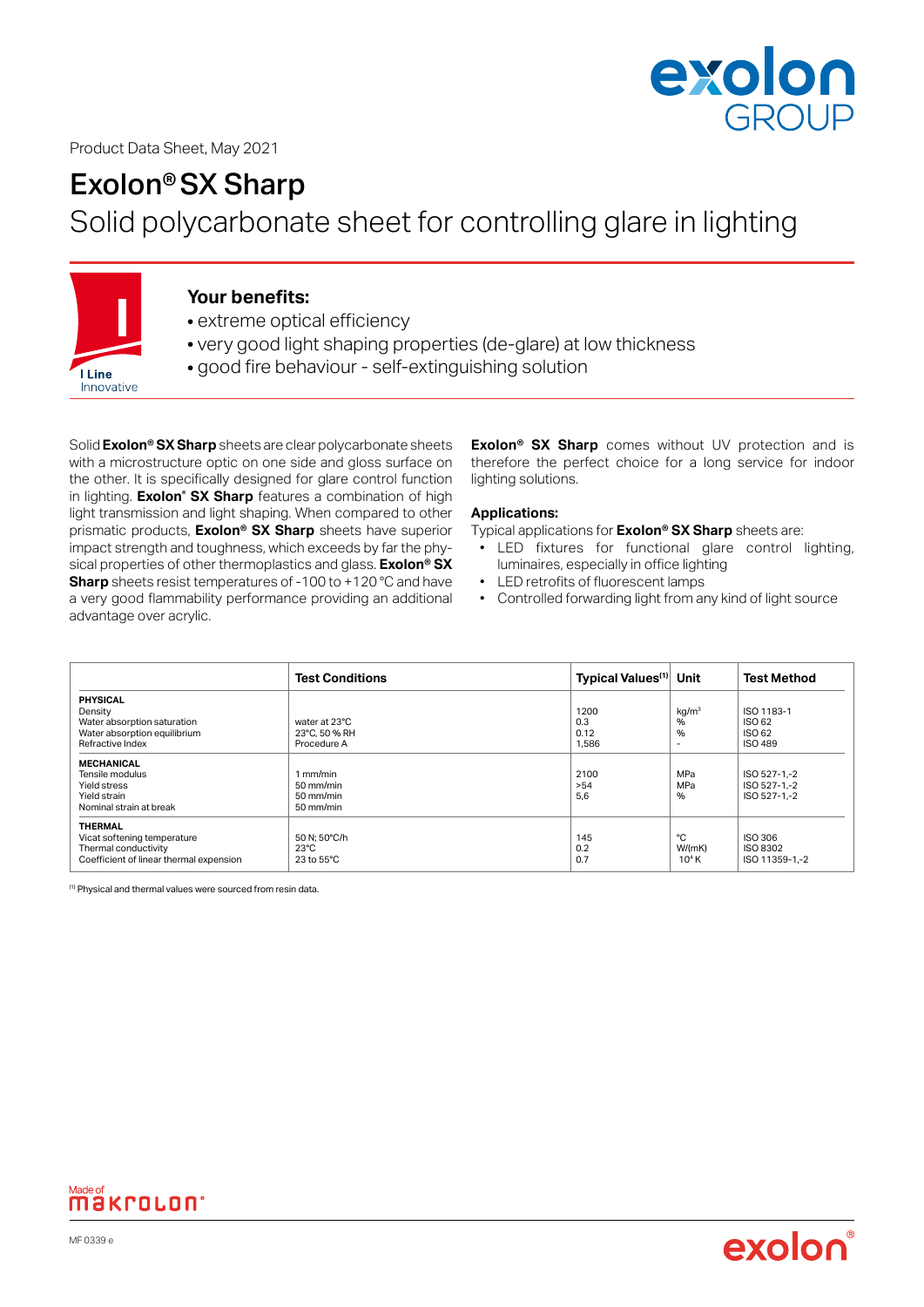Product Data Sheet, May 2021

# Exolon® SX Sharp

## Solid polycarbonate sheet for controlling glare in lighting

I Line
Innovative

### Your benefits:

- extreme optical efficiency
- very good light shaping properties (de-glare) at low thickness
- good fire behaviour - self-extinguishing solution

Solid **Exolon® SX Sharp** sheets are clear polycarbonate sheets with a microstructure optic on one side and gloss surface on the other. It is specifically designed for glare control function in lighting. **Exolon® SX Sharp** features a combination of high light transmission and light shaping. When compared to other prismatic products, **Exolon® SX Sharp** sheets have superior impact strength and toughness, which exceeds by far the physical properties of other thermoplastics and glass. **Exolon® SX Sharp** sheets resist temperatures of -100 to +120 °C and have a very good flammability performance providing an additional advantage over acrylic.

**Exolon® SX Sharp** comes without UV protection and is therefore the perfect choice for a long service for indoor lighting solutions.

**Applications:**

Typical applications for **Exolon® SX Sharp** sheets are:

- LED fixtures for functional glare control lighting, luminaires, especially in office lighting
- LED retrofits of fluorescent lamps
- Controlled forwarding light from any kind of light source

| | Test Conditions | Typical Values[1] | Unit | Test Method |
|---|---|---|---|---|
| **PHYSICAL** | | | | |
| Density | | 1200 | $kg/m^3$ | ISO 1183-1 |
| Water absorption saturation | water at 23°C | 0.3 | % | ISO 62 |
| Water absorption equilibrium | 23°C, 50 % RH | 0.12 | % | ISO 62 |
| Refractive Index | Procedure A | 1,586 | - | ISO 489 |
| **MECHANICAL** | | | | |
| Tensile modulus | 1 mm/min | 2100 | MPa | ISO 527-1,-2 |
| Yield stress | 50 mm/min | >54 | MPa | ISO 527-1,-2 |
| Yield strain | 50 mm/min | 5,6 | % | ISO 527-1,-2 |
| Nominal strain at break | 50 mm/min | | | |
| **THERMAL** | | | | |
| Vicat softening temperature | 50 N; 50°C/h | 145 | °C | ISO 306 |
| Thermal conductivity | 23°C | 0.2 | W/(mK) | ISO 8302 |
| Coefficient of linear thermal expension | 23 to 55°C | 0.7 | $10^4$ K | ISO 11359-1,-2 |

[1] Physical and thermal values were sourced from resin data.

Made of makrolon®

MF 0339 e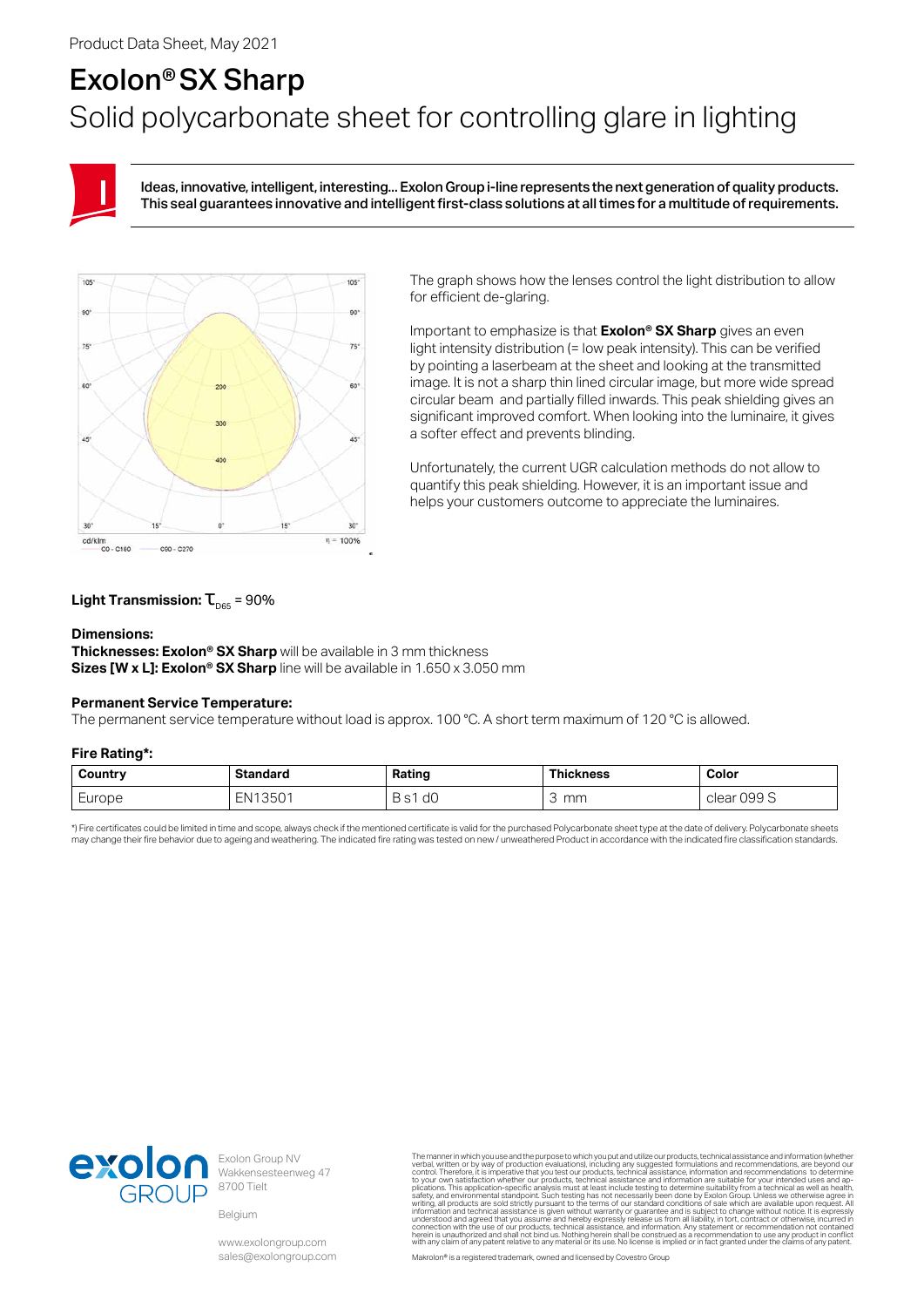Product Data Sheet, May 2021

# Exolon® SX Sharp

## Solid polycarbonate sheet for controlling glare in lighting

**Ideas, innovative, intelligent, interesting... Exolon Group i-line represents the next generation of quality products. This seal guarantees innovative and intelligent first-class solutions at all times for a multitude of requirements.**

105°
105°
90°
90°
75°
75°
60°
60°
200
45°
45°
300
400
30°
15°
0°
15°
30°
cd/klm
η = 100%
C0 - C180
C90 - C270

The graph shows how the lenses control the light distribution to allow for efficient de-glaring.

Important to emphasize is that **Exolon® SX Sharp** gives an even light intensity distribution (= low peak intensity). This can be verified by pointing a laserbeam at the sheet and looking at the transmitted image. It is not a sharp thin lined circular image, but more wide spread circular beam and partially filled inwards. This peak shielding gives an significant improved comfort. When looking into the luminaire, it gives a softer effect and prevents blinding.

Unfortunately, the current UGR calculation methods do not allow to quantify this peak shielding. However, it is an important issue and helps your customers outcome to appreciate the luminaires.

**Light Transmission:** $\tau_{D65}$ = 90%

**Dimensions:**
**Thicknesses: Exolon® SX Sharp** will be available in 3 mm thickness
**Sizes [W x L]: Exolon® SX Sharp** line will be available in 1.650 x 3.050 mm

**Permanent Service Temperature:**
The permanent service temperature without load is approx. 100 °C. A short term maximum of 120 °C is allowed.

**Fire Rating*:**

| Country | Standard | Rating | Thickness | Color |
|---|---|---|---|---|
| Europe | EN13501 | B s1 d0 | 3 mm | clear 099 S |

*) Fire certificates could be limited in time and scope, always check if the mentioned certificate is valid for the purchased Polycarbonate sheet type at the date of delivery. Polycarbonate sheets may change their fire behavior due to ageing and weathering. The indicated fire rating was tested on new / unweathered Product in accordance with the indicated fire classification standards.

Exolon Group NV
Wakkensesteenweg 47
8700 Tielt

Belgium

www.exolongroup.com
sales@exolongroup.com

The manner in which you use and the purpose to which you put and utilize our products, technical assistance and information (whether verbal, written or by way of production evaluations), including any suggested formulations and recommendations, are beyond our control. Therefore, it is imperative that you test our products, technical assistance, information and recommendations to determine to your own satisfaction whether our products, technical assistance and information are suitable for your intended uses and applications. This application-specific analysis must at least include testing to determine suitability from a technical as well as health, safety, and environmental standpoint. Such testing has not necessarily been done by Exolon Group. Unless we otherwise agree in writing, all products are sold strictly pursuant to the terms of our standard conditions of sale which are available upon request. All information and technical assistance is given without warranty or guarantee and is subject to change without notice. It is expressly understood and agreed that you assume and hereby expressly release us from all liability, in tort, contract or otherwise, incurred in connection with the use of our products, technical assistance, and information. Any statement or recommendation not contained herein is unauthorized and shall not bind us. Nothing herein shall be construed as a recommendation to use any product in conflict with any claim of any patent relative to any material or its use. No license is implied or in fact granted under the claims of any patent.

Makrolon® is a registered trademark, owned and licensed by Covestro Group